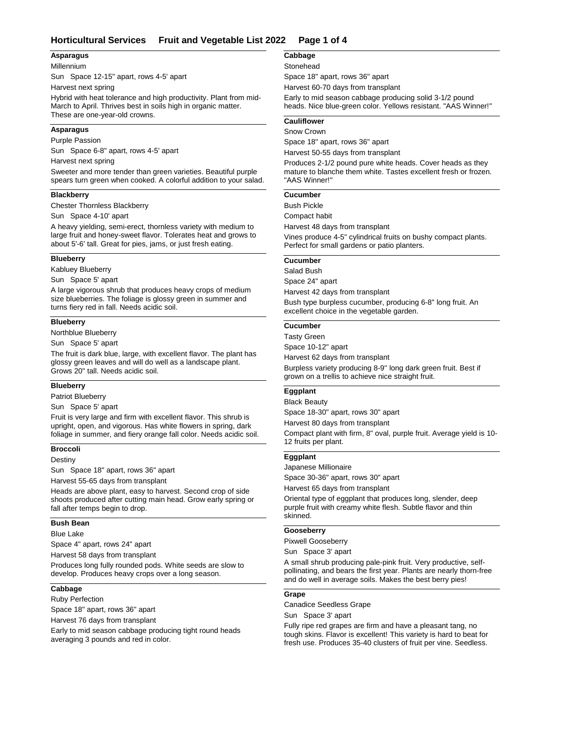# Horticultural Services Fruit and Vegetable List 2022

### Asparagus

Millennium

Sun Space 12-15" apart, rows 4-5' apart

Harvest next spring

Hybrid with heat tolerance and high productivity. Plant from mid-March to April. Thrives best in soils high in organic matter. These are one-year-old crowns.

### Asparagus

Purple Passion

Sun Space 6-8" apart, rows 4-5' apart

Harvest next spring

Sweeter and more tender than green varieties. Beautiful purple spears turn green when cooked. A colorful addition to your salad.

### Blackberry

Chester Thornless Blackberry

Sun Space 4-10' apart

A heavy yielding, semi-erect, thornless variety with medium to large fruit and honey-sweet flavor. Tolerates heat and grows to about 5'-6' tall. Great for pies, jams, or just fresh eating.

### Blueberry

Kabluey Blueberry

Sun Space 5' apart

A large vigorous shrub that produces heavy crops of medium size blueberries. The foliage is glossy green in summer and turns fiery red in fall. Needs acidic soil.

### Blueberry

Northblue Blueberry

Sun Space 5' apart

The fruit is dark blue, large, with excellent flavor. The plant has glossy green leaves and will do well as a landscape plant. Grows 20" tall. Needs acidic soil.

### Blueberry

Patriot Blueberry

Sun Space 5' apart

Fruit is very large and firm with excellent flavor. This shrub is upright, open, and vigorous. Has white flowers in spring, dark foliage in summer, and fiery orange fall color. Needs acidic soil.

### Broccoli

Destiny

Sun Space 18" apart, rows 36" apart

Harvest 55-65 days from transplant

Heads are above plant, easy to harvest. Second crop of side shoots produced after cutting main head. Grow early spring or fall after temps begin to drop.

### Bush Bean

Blue Lake

Space 4" apart, rows 24" apart

Harvest 58 days from transplant

Produces long fully rounded pods. White seeds are slow to develop. Produces heavy crops over a long season.

### Cabbage

Ruby Perfection

Space 18" apart, rows 36" apart

Harvest 76 days from transplant

Early to mid season cabbage producing tight round heads averaging 3 pounds and red in color.

### Cabbage

Stonehead

Space 18" apart, rows 36" apart

Harvest 60-70 days from transplant

Early to mid season cabbage producing solid 3-1/2 pound heads. Nice blue-green color. Yellows resistant. "AAS Winner!"

### Cauliflower

Snow Crown

Space 18" apart, rows 36" apart

Harvest 50-55 days from transplant

Produces 2-1/2 pound pure white heads. Cover heads as they mature to blanche them white. Tastes excellent fresh or frozen. "AAS Winner!"

### Cucumber

Bush Pickle

Compact habit

Harvest 48 days from transplant

Vines produce 4-5" cylindrical fruits on bushy compact plants. Perfect for small gardens or patio planters.

### Cucumber

Salad Bush

Space 24" apart

Harvest 42 days from transplant

Bush type burpless cucumber, producing 6-8" long fruit. An excellent choice in the vegetable garden.

### Cucumber

Tasty Green

Space 10-12" apart

Harvest 62 days from transplant

Burpless variety producing 8-9" long dark green fruit. Best if grown on a trellis to achieve nice straight fruit.

### Eggplant

Black Beauty

Space 18-30" apart, rows 30" apart

Harvest 80 days from transplant

Compact plant with firm, 8" oval, purple fruit. Average yield is 10-12 fruits per plant.

### Eggplant

Japanese Millionaire

Space 30-36" apart, rows 30" apart

Harvest 65 days from transplant

Oriental type of eggplant that produces long, slender, deep purple fruit with creamy white flesh. Subtle flavor and thin skinned.

### Gooseberry

Pixwell Gooseberry

Sun Space 3' apart

A small shrub producing pale-pink fruit. Very productive, self-pollinating, and bears the first year. Plants are nearly thorn-free and do well in average soils. Makes the best berry pies!

### Grape

Canadice Seedless Grape

Sun Space 3' apart

Fully ripe red grapes are firm and have a pleasant tang, no tough skins. Flavor is excellent! This variety is hard to beat for fresh use. Produces 35-40 clusters of fruit per vine. Seedless.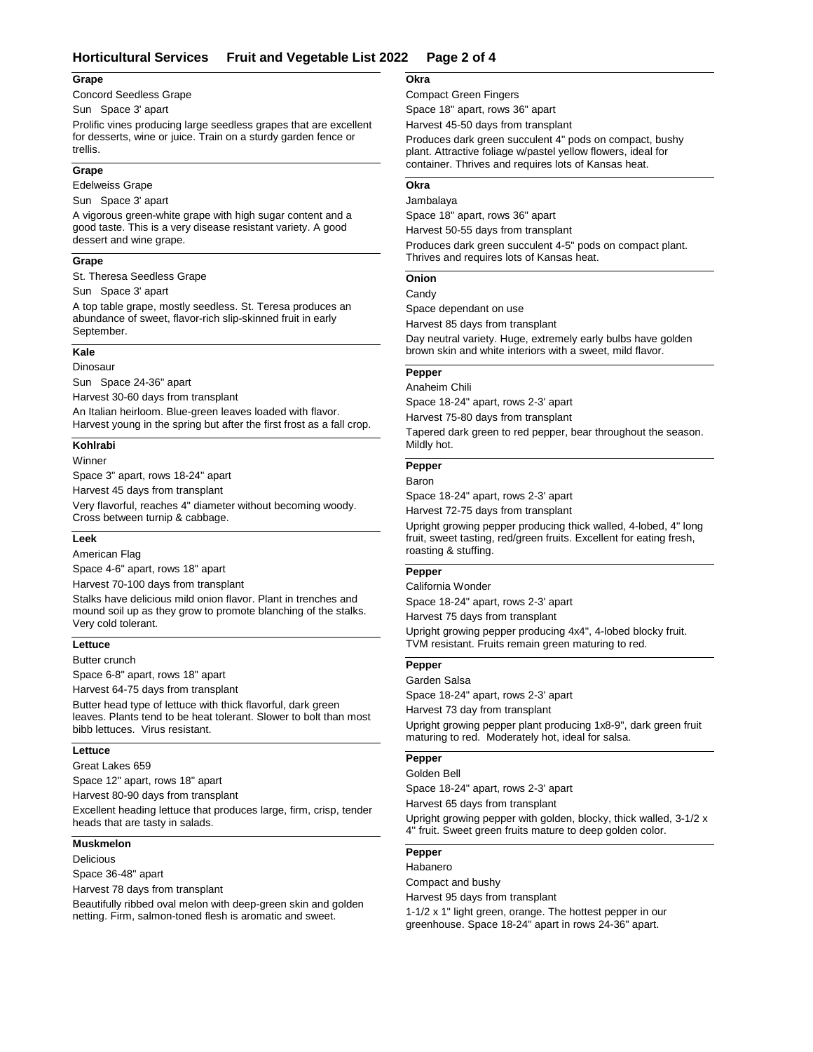### Grape

Concord Seedless Grape

Sun Space 3' apart

Prolific vines producing large seedless grapes that are excellent for desserts, wine or juice. Train on a sturdy garden fence or trellis.

### Grape

Edelweiss Grape

Sun Space 3' apart

A vigorous green-white grape with high sugar content and a good taste. This is a very disease resistant variety. A good dessert and wine grape.

### Grape

St. Theresa Seedless Grape

Sun Space 3' apart

A top table grape, mostly seedless. St. Teresa produces an abundance of sweet, flavor-rich slip-skinned fruit in early September.

### Kale

Dinosaur

Sun Space 24-36" apart

Harvest 30-60 days from transplant

An Italian heirloom. Blue-green leaves loaded with flavor. Harvest young in the spring but after the first frost as a fall crop.

### Kohlrabi

Winner

Space 3" apart, rows 18-24" apart

Harvest 45 days from transplant

Very flavorful, reaches 4" diameter without becoming woody. Cross between turnip & cabbage.

### Leek

American Flag

Space 4-6" apart, rows 18" apart

Harvest 70-100 days from transplant

Stalks have delicious mild onion flavor. Plant in trenches and mound soil up as they grow to promote blanching of the stalks. Very cold tolerant.

### Lettuce

Butter crunch

Space 6-8" apart, rows 18" apart

Harvest 64-75 days from transplant

Butter head type of lettuce with thick flavorful, dark green leaves. Plants tend to be heat tolerant. Slower to bolt than most bibb lettuces. Virus resistant.

### Lettuce

Great Lakes 659

Space 12" apart, rows 18" apart

Harvest 80-90 days from transplant

Excellent heading lettuce that produces large, firm, crisp, tender heads that are tasty in salads.

### Muskmelon

Delicious

Space 36-48" apart

Harvest 78 days from transplant

Beautifully ribbed oval melon with deep-green skin and golden netting. Firm, salmon-toned flesh is aromatic and sweet.

### Okra

Compact Green Fingers

Space 18" apart, rows 36" apart

Harvest 45-50 days from transplant

Produces dark green succulent 4" pods on compact, bushy plant. Attractive foliage w/pastel yellow flowers, ideal for container. Thrives and requires lots of Kansas heat.

### Okra

Jambalaya

Space 18" apart, rows 36" apart

Harvest 50-55 days from transplant

Produces dark green succulent 4-5" pods on compact plant. Thrives and requires lots of Kansas heat.

### Onion

Candy

Space dependant on use

Harvest 85 days from transplant

Day neutral variety. Huge, extremely early bulbs have golden brown skin and white interiors with a sweet, mild flavor.

### Pepper

Anaheim Chili

Space 18-24" apart, rows 2-3' apart

Harvest 75-80 days from transplant

Tapered dark green to red pepper, bear throughout the season. Mildly hot.

### Pepper

Baron

Space 18-24" apart, rows 2-3' apart

Harvest 72-75 days from transplant

Upright growing pepper producing thick walled, 4-lobed, 4" long fruit, sweet tasting, red/green fruits. Excellent for eating fresh, roasting & stuffing.

### Pepper

California Wonder

Space 18-24" apart, rows 2-3' apart

Harvest 75 days from transplant

Upright growing pepper producing 4x4", 4-lobed blocky fruit. TVM resistant. Fruits remain green maturing to red.

### Pepper

Garden Salsa

Space 18-24" apart, rows 2-3' apart

Harvest 73 day from transplant

Upright growing pepper plant producing 1x8-9", dark green fruit maturing to red. Moderately hot, ideal for salsa.

### Pepper

Golden Bell

Space 18-24" apart, rows 2-3' apart

Harvest 65 days from transplant

Upright growing pepper with golden, blocky, thick walled, 3-1/2 x 4" fruit. Sweet green fruits mature to deep golden color.

### Pepper

Habanero

Compact and bushy

Harvest 95 days from transplant

1-1/2 x 1" light green, orange. The hottest pepper in our greenhouse. Space 18-24" apart in rows 24-36" apart.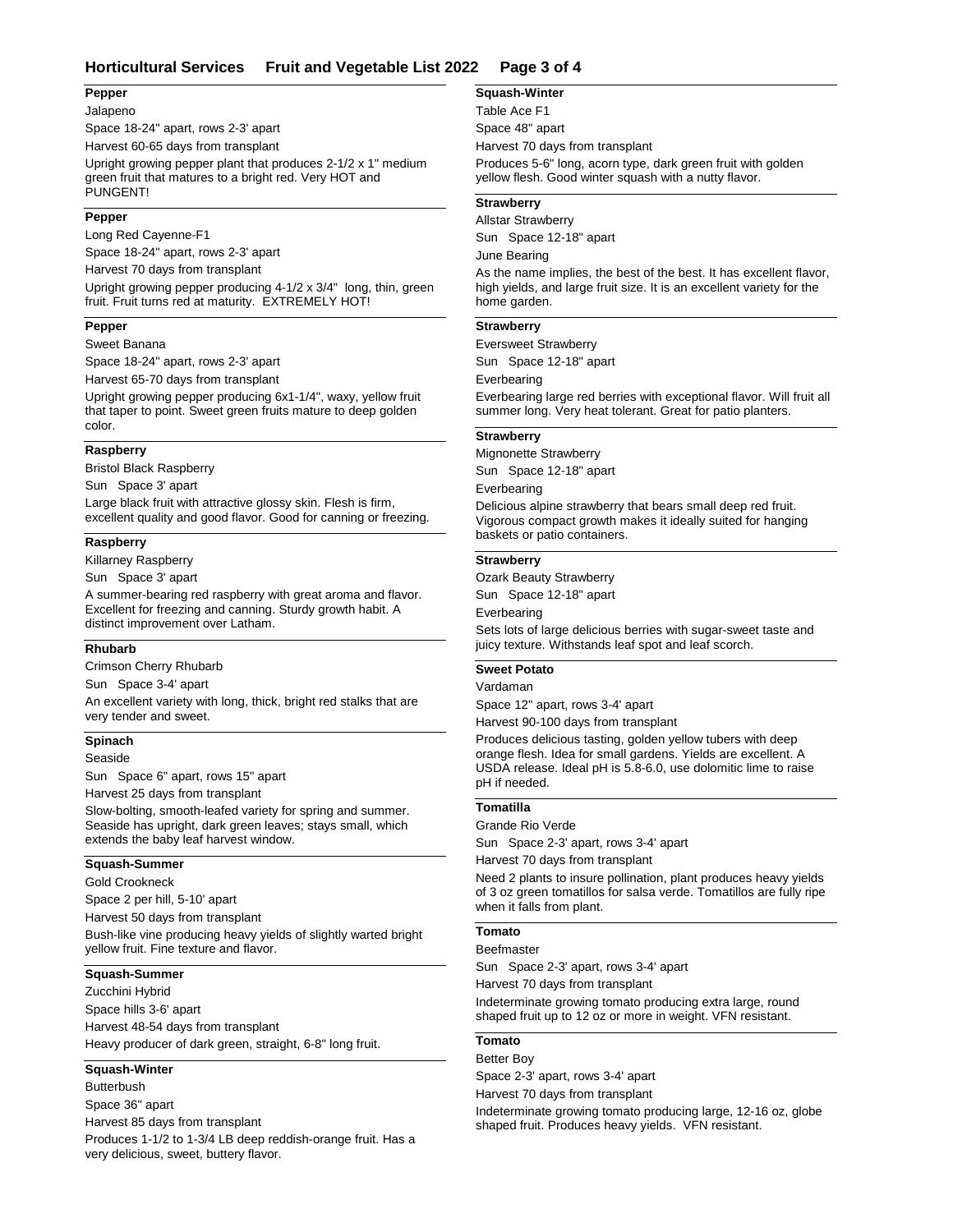### Pepper

Jalapeno

Space 18-24" apart, rows 2-3' apart

Harvest 60-65 days from transplant

Upright growing pepper plant that produces 2-1/2 x 1" medium green fruit that matures to a bright red. Very HOT and PUNGENT!

### Pepper

Long Red Cayenne-F1

Space 18-24" apart, rows 2-3' apart

Harvest 70 days from transplant

Upright growing pepper producing 4-1/2 x 3/4" long, thin, green fruit. Fruit turns red at maturity. EXTREMELY HOT!

### Pepper

Sweet Banana

Space 18-24" apart, rows 2-3' apart

Harvest 65-70 days from transplant

Upright growing pepper producing 6x1-1/4", waxy, yellow fruit that taper to point. Sweet green fruits mature to deep golden color.

### Raspberry

Bristol Black Raspberry

Sun Space 3' apart

Large black fruit with attractive glossy skin. Flesh is firm, excellent quality and good flavor. Good for canning or freezing.

### Raspberry

Killarney Raspberry

Sun Space 3' apart

A summer-bearing red raspberry with great aroma and flavor. Excellent for freezing and canning. Sturdy growth habit. A distinct improvement over Latham.

### Rhubarb

Crimson Cherry Rhubarb

Sun Space 3-4' apart

An excellent variety with long, thick, bright red stalks that are very tender and sweet.

### Spinach

Seaside

Sun Space 6" apart, rows 15" apart

Harvest 25 days from transplant

Slow-bolting, smooth-leafed variety for spring and summer. Seaside has upright, dark green leaves; stays small, which extends the baby leaf harvest window.

### Squash-Summer

Gold Crookneck

Space 2 per hill, 5-10' apart

Harvest 50 days from transplant

Bush-like vine producing heavy yields of slightly warted bright yellow fruit. Fine texture and flavor.

### Squash-Summer

Zucchini Hybrid

Space hills 3-6' apart

Harvest 48-54 days from transplant

Heavy producer of dark green, straight, 6-8" long fruit.

### Squash-Winter

Butterbush

Space 36" apart

Harvest 85 days from transplant

Produces 1-1/2 to 1-3/4 LB deep reddish-orange fruit. Has a very delicious, sweet, buttery flavor.

### Squash-Winter

Table Ace F1

Space 48" apart

Harvest 70 days from transplant

Produces 5-6" long, acorn type, dark green fruit with golden yellow flesh. Good winter squash with a nutty flavor.

### Strawberry

Allstar Strawberry

Sun Space 12-18" apart

June Bearing

As the name implies, the best of the best. It has excellent flavor, high yields, and large fruit size. It is an excellent variety for the home garden.

### Strawberry

Eversweet Strawberry

Sun Space 12-18" apart

Everbearing

Everbearing large red berries with exceptional flavor. Will fruit all summer long. Very heat tolerant. Great for patio planters.

### Strawberry

Mignonette Strawberry

Sun Space 12-18" apart

Everbearing

Delicious alpine strawberry that bears small deep red fruit. Vigorous compact growth makes it ideally suited for hanging baskets or patio containers.

### Strawberry

Ozark Beauty Strawberry

Sun Space 12-18" apart

Everbearing

Sets lots of large delicious berries with sugar-sweet taste and juicy texture. Withstands leaf spot and leaf scorch.

### Sweet Potato

Vardaman

Space 12" apart, rows 3-4' apart

Harvest 90-100 days from transplant

Produces delicious tasting, golden yellow tubers with deep orange flesh. Idea for small gardens. Yields are excellent. A USDA release. Ideal pH is 5.8-6.0, use dolomitic lime to raise pH if needed.

### Tomatilla

Grande Rio Verde

Sun Space 2-3' apart, rows 3-4' apart

Harvest 70 days from transplant

Need 2 plants to insure pollination, plant produces heavy yields of 3 oz green tomatillos for salsa verde. Tomatillos are fully ripe when it falls from plant.

### Tomato

Beefmaster

Sun Space 2-3' apart, rows 3-4' apart

Harvest 70 days from transplant

Indeterminate growing tomato producing extra large, round shaped fruit up to 12 oz or more in weight. VFN resistant.

### Tomato

Better Boy

Space 2-3' apart, rows 3-4' apart

Harvest 70 days from transplant

Indeterminate growing tomato producing large, 12-16 oz, globe shaped fruit. Produces heavy yields. VFN resistant.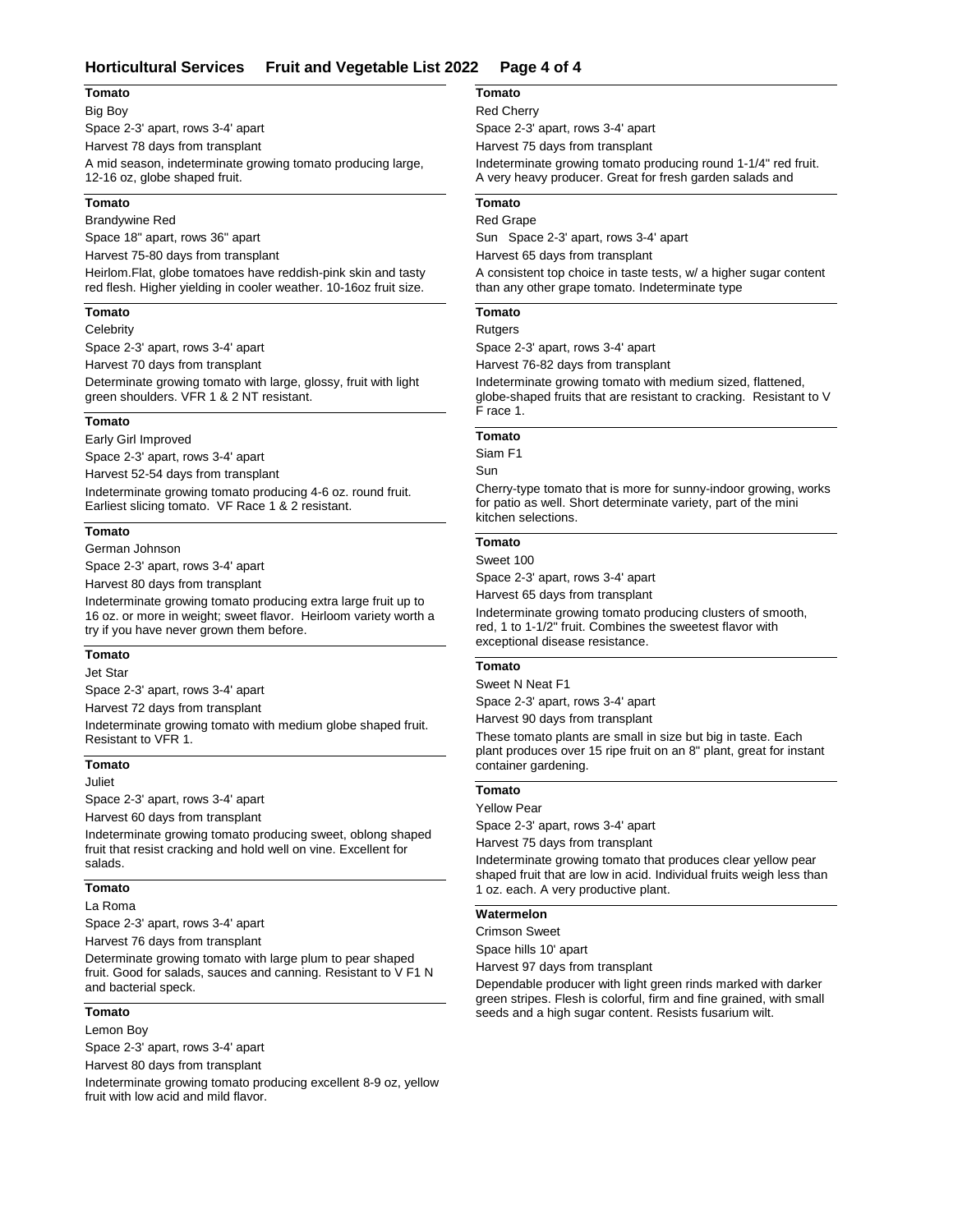### Tomato

Big Boy

Space 2-3' apart, rows 3-4' apart

Harvest 78 days from transplant

A mid season, indeterminate growing tomato producing large, 12-16 oz, globe shaped fruit.

### Tomato

Brandywine Red

Space 18" apart, rows 36" apart

Harvest 75-80 days from transplant

Heirlom.Flat, globe tomatoes have reddish-pink skin and tasty red flesh. Higher yielding in cooler weather. 10-16oz fruit size.

### Tomato

Celebrity

Space 2-3' apart, rows 3-4' apart

Harvest 70 days from transplant

Determinate growing tomato with large, glossy, fruit with light green shoulders. VFR 1 & 2 NT resistant.

### Tomato

Early Girl Improved

Space 2-3' apart, rows 3-4' apart

Harvest 52-54 days from transplant

Indeterminate growing tomato producing 4-6 oz. round fruit. Earliest slicing tomato. VF Race 1 & 2 resistant.

### Tomato

German Johnson

Space 2-3' apart, rows 3-4' apart

Harvest 80 days from transplant

Indeterminate growing tomato producing extra large fruit up to 16 oz. or more in weight; sweet flavor. Heirloom variety worth a try if you have never grown them before.

### Tomato

Jet Star

Space 2-3' apart, rows 3-4' apart

Harvest 72 days from transplant

Indeterminate growing tomato with medium globe shaped fruit. Resistant to VFR 1.

### Tomato

Juliet

Space 2-3' apart, rows 3-4' apart

Harvest 60 days from transplant

Indeterminate growing tomato producing sweet, oblong shaped fruit that resist cracking and hold well on vine. Excellent for salads.

### Tomato

La Roma

Space 2-3' apart, rows 3-4' apart

Harvest 76 days from transplant

Determinate growing tomato with large plum to pear shaped fruit. Good for salads, sauces and canning. Resistant to V F1 N and bacterial speck.

### Tomato

Lemon Boy

Space 2-3' apart, rows 3-4' apart

Harvest 80 days from transplant

Indeterminate growing tomato producing excellent 8-9 oz, yellow fruit with low acid and mild flavor.

### Tomato

Red Cherry

Space 2-3' apart, rows 3-4' apart

Harvest 75 days from transplant

Indeterminate growing tomato producing round 1-1/4" red fruit. A very heavy producer. Great for fresh garden salads and

### Tomato

Red Grape

Sun Space 2-3' apart, rows 3-4' apart

Harvest 65 days from transplant

A consistent top choice in taste tests, w/ a higher sugar content than any other grape tomato. Indeterminate type

### Tomato

Rutgers

Space 2-3' apart, rows 3-4' apart

Harvest 76-82 days from transplant

Indeterminate growing tomato with medium sized, flattened, globe-shaped fruits that are resistant to cracking. Resistant to V F race 1.

### Tomato

Siam F1

Sun

Cherry-type tomato that is more for sunny-indoor growing, works for patio as well. Short determinate variety, part of the mini kitchen selections.

### Tomato

Sweet 100

Space 2-3' apart, rows 3-4' apart

Harvest 65 days from transplant

Indeterminate growing tomato producing clusters of smooth, red, 1 to 1-1/2" fruit. Combines the sweetest flavor with exceptional disease resistance.

### Tomato

Sweet N Neat F1

Space 2-3' apart, rows 3-4' apart

Harvest 90 days from transplant

These tomato plants are small in size but big in taste. Each plant produces over 15 ripe fruit on an 8" plant, great for instant container gardening.

### Tomato

Yellow Pear

Space 2-3' apart, rows 3-4' apart

Harvest 75 days from transplant

Indeterminate growing tomato that produces clear yellow pear shaped fruit that are low in acid. Individual fruits weigh less than 1 oz. each. A very productive plant.

### Watermelon

Crimson Sweet

Space hills 10' apart

Harvest 97 days from transplant

Dependable producer with light green rinds marked with darker green stripes. Flesh is colorful, firm and fine grained, with small seeds and a high sugar content. Resists fusarium wilt.